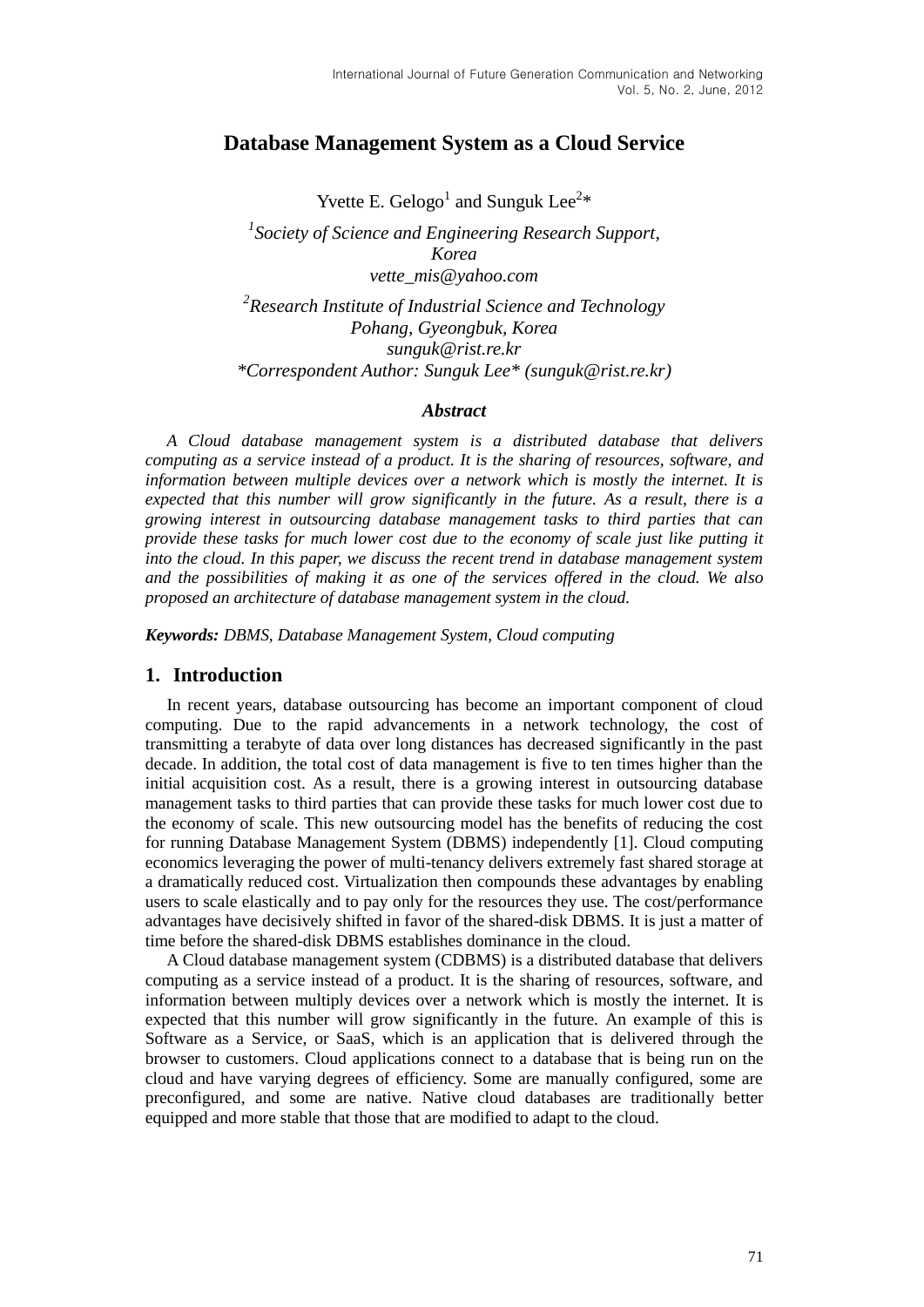# Database Management System as a Cloud Service

Yvette E. Gelogo[1] and Sunguk Lee[2]*

[1]*Society of Science and Engineering Research Support, Korea*
*vette_mis@yahoo.com*

[2]*Research Institute of Industrial Science and Technology Pohang, Gyeongbuk, Korea*
*sunguk@rist.re.kr*
*\*Correspondent Author: Sunguk Lee\* (sunguk@rist.re.kr)*

### *Abstract*

*A Cloud database management system is a distributed database that delivers computing as a service instead of a product. It is the sharing of resources, software, and information between multiple devices over a network which is mostly the internet. It is expected that this number will grow significantly in the future. As a result, there is a growing interest in outsourcing database management tasks to third parties that can provide these tasks for much lower cost due to the economy of scale just like putting it into the cloud. In this paper, we discuss the recent trend in database management system and the possibilities of making it as one of the services offered in the cloud. We also proposed an architecture of database management system in the cloud.*

***Keywords:*** *DBMS, Database Management System, Cloud computing*

## 1. Introduction

In recent years, database outsourcing has become an important component of cloud computing. Due to the rapid advancements in a network technology, the cost of transmitting a terabyte of data over long distances has decreased significantly in the past decade. In addition, the total cost of data management is five to ten times higher than the initial acquisition cost. As a result, there is a growing interest in outsourcing database management tasks to third parties that can provide these tasks for much lower cost due to the economy of scale. This new outsourcing model has the benefits of reducing the cost for running Database Management System (DBMS) independently [1]. Cloud computing economics leveraging the power of multi-tenancy delivers extremely fast shared storage at a dramatically reduced cost. Virtualization then compounds these advantages by enabling users to scale elastically and to pay only for the resources they use. The cost/performance advantages have decisively shifted in favor of the shared-disk DBMS. It is just a matter of time before the shared-disk DBMS establishes dominance in the cloud.

A Cloud database management system (CDBMS) is a distributed database that delivers computing as a service instead of a product. It is the sharing of resources, software, and information between multiply devices over a network which is mostly the internet. It is expected that this number will grow significantly in the future. An example of this is Software as a Service, or SaaS, which is an application that is delivered through the browser to customers. Cloud applications connect to a database that is being run on the cloud and have varying degrees of efficiency. Some are manually configured, some are preconfigured, and some are native. Native cloud databases are traditionally better equipped and more stable that those that are modified to adapt to the cloud.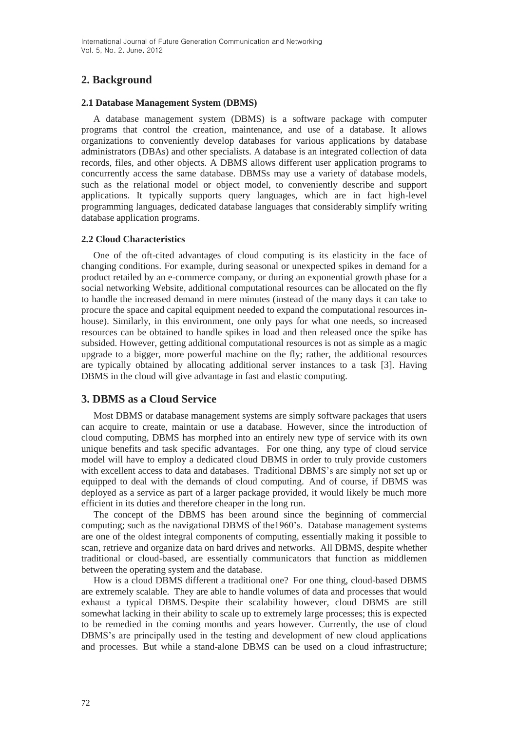## 2. Background

### 2.1 Database Management System (DBMS)

A database management system (DBMS) is a software package with computer programs that control the creation, maintenance, and use of a database. It allows organizations to conveniently develop databases for various applications by database administrators (DBAs) and other specialists. A database is an integrated collection of data records, files, and other objects. A DBMS allows different user application programs to concurrently access the same database. DBMSs may use a variety of database models, such as the relational model or object model, to conveniently describe and support applications. It typically supports query languages, which are in fact high-level programming languages, dedicated database languages that considerably simplify writing database application programs.

### 2.2 Cloud Characteristics

One of the oft-cited advantages of cloud computing is its elasticity in the face of changing conditions. For example, during seasonal or unexpected spikes in demand for a product retailed by an e-commerce company, or during an exponential growth phase for a social networking Website, additional computational resources can be allocated on the fly to handle the increased demand in mere minutes (instead of the many days it can take to procure the space and capital equipment needed to expand the computational resources in-house). Similarly, in this environment, one only pays for what one needs, so increased resources can be obtained to handle spikes in load and then released once the spike has subsided. However, getting additional computational resources is not as simple as a magic upgrade to a bigger, more powerful machine on the fly; rather, the additional resources are typically obtained by allocating additional server instances to a task [3]. Having DBMS in the cloud will give advantage in fast and elastic computing.

## 3. DBMS as a Cloud Service

Most DBMS or database management systems are simply software packages that users can acquire to create, maintain or use a database. However, since the introduction of cloud computing, DBMS has morphed into an entirely new type of service with its own unique benefits and task specific advantages. For one thing, any type of cloud service model will have to employ a dedicated cloud DBMS in order to truly provide customers with excellent access to data and databases. Traditional DBMS's are simply not set up or equipped to deal with the demands of cloud computing. And of course, if DBMS was deployed as a service as part of a larger package provided, it would likely be much more efficient in its duties and therefore cheaper in the long run.

The concept of the DBMS has been around since the beginning of commercial computing; such as the navigational DBMS of the1960's. Database management systems are one of the oldest integral components of computing, essentially making it possible to scan, retrieve and organize data on hard drives and networks. All DBMS, despite whether traditional or cloud-based, are essentially communicators that function as middlemen between the operating system and the database.

How is a cloud DBMS different a traditional one? For one thing, cloud-based DBMS are extremely scalable. They are able to handle volumes of data and processes that would exhaust a typical DBMS. Despite their scalability however, cloud DBMS are still somewhat lacking in their ability to scale up to extremely large processes; this is expected to be remedied in the coming months and years however. Currently, the use of cloud DBMS's are principally used in the testing and development of new cloud applications and processes. But while a stand-alone DBMS can be used on a cloud infrastructure;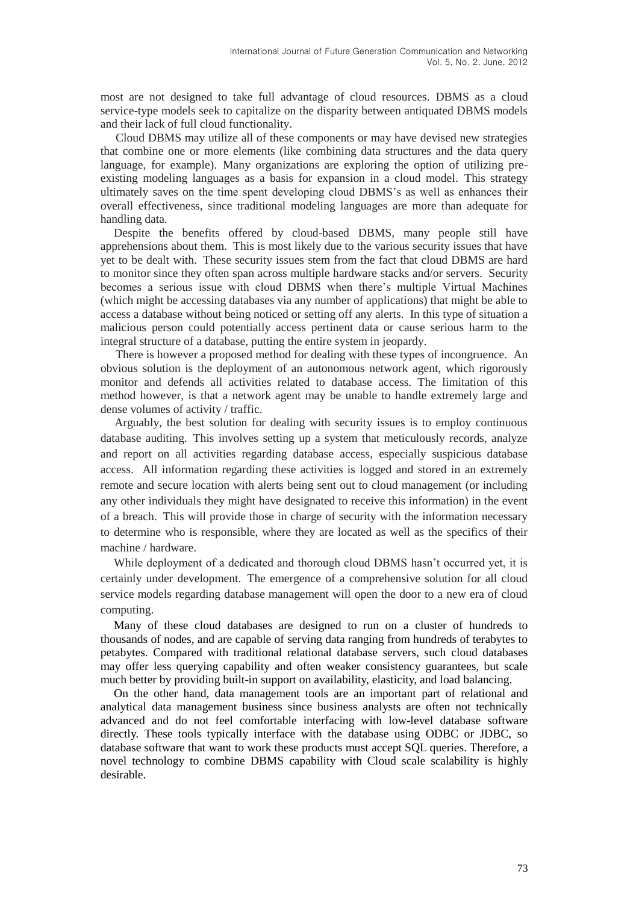most are not designed to take full advantage of cloud resources. DBMS as a cloud service-type models seek to capitalize on the disparity between antiquated DBMS models and their lack of full cloud functionality.

Cloud DBMS may utilize all of these components or may have devised new strategies that combine one or more elements (like combining data structures and the data query language, for example). Many organizations are exploring the option of utilizing pre-existing modeling languages as a basis for expansion in a cloud model. This strategy ultimately saves on the time spent developing cloud DBMS's as well as enhances their overall effectiveness, since traditional modeling languages are more than adequate for handling data.

Despite the benefits offered by cloud-based DBMS, many people still have apprehensions about them. This is most likely due to the various security issues that have yet to be dealt with. These security issues stem from the fact that cloud DBMS are hard to monitor since they often span across multiple hardware stacks and/or servers. Security becomes a serious issue with cloud DBMS when there's multiple Virtual Machines (which might be accessing databases via any number of applications) that might be able to access a database without being noticed or setting off any alerts. In this type of situation a malicious person could potentially access pertinent data or cause serious harm to the integral structure of a database, putting the entire system in jeopardy.

There is however a proposed method for dealing with these types of incongruence. An obvious solution is the deployment of an autonomous network agent, which rigorously monitor and defends all activities related to database access. The limitation of this method however, is that a network agent may be unable to handle extremely large and dense volumes of activity / traffic.

Arguably, the best solution for dealing with security issues is to employ continuous database auditing. This involves setting up a system that meticulously records, analyze and report on all activities regarding database access, especially suspicious database access. All information regarding these activities is logged and stored in an extremely remote and secure location with alerts being sent out to cloud management (or including any other individuals they might have designated to receive this information) in the event of a breach. This will provide those in charge of security with the information necessary to determine who is responsible, where they are located as well as the specifics of their machine / hardware.

While deployment of a dedicated and thorough cloud DBMS hasn't occurred yet, it is certainly under development. The emergence of a comprehensive solution for all cloud service models regarding database management will open the door to a new era of cloud computing.

Many of these cloud databases are designed to run on a cluster of hundreds to thousands of nodes, and are capable of serving data ranging from hundreds of terabytes to petabytes. Compared with traditional relational database servers, such cloud databases may offer less querying capability and often weaker consistency guarantees, but scale much better by providing built-in support on availability, elasticity, and load balancing.

On the other hand, data management tools are an important part of relational and analytical data management business since business analysts are often not technically advanced and do not feel comfortable interfacing with low-level database software directly. These tools typically interface with the database using ODBC or JDBC, so database software that want to work these products must accept SQL queries. Therefore, a novel technology to combine DBMS capability with Cloud scale scalability is highly desirable.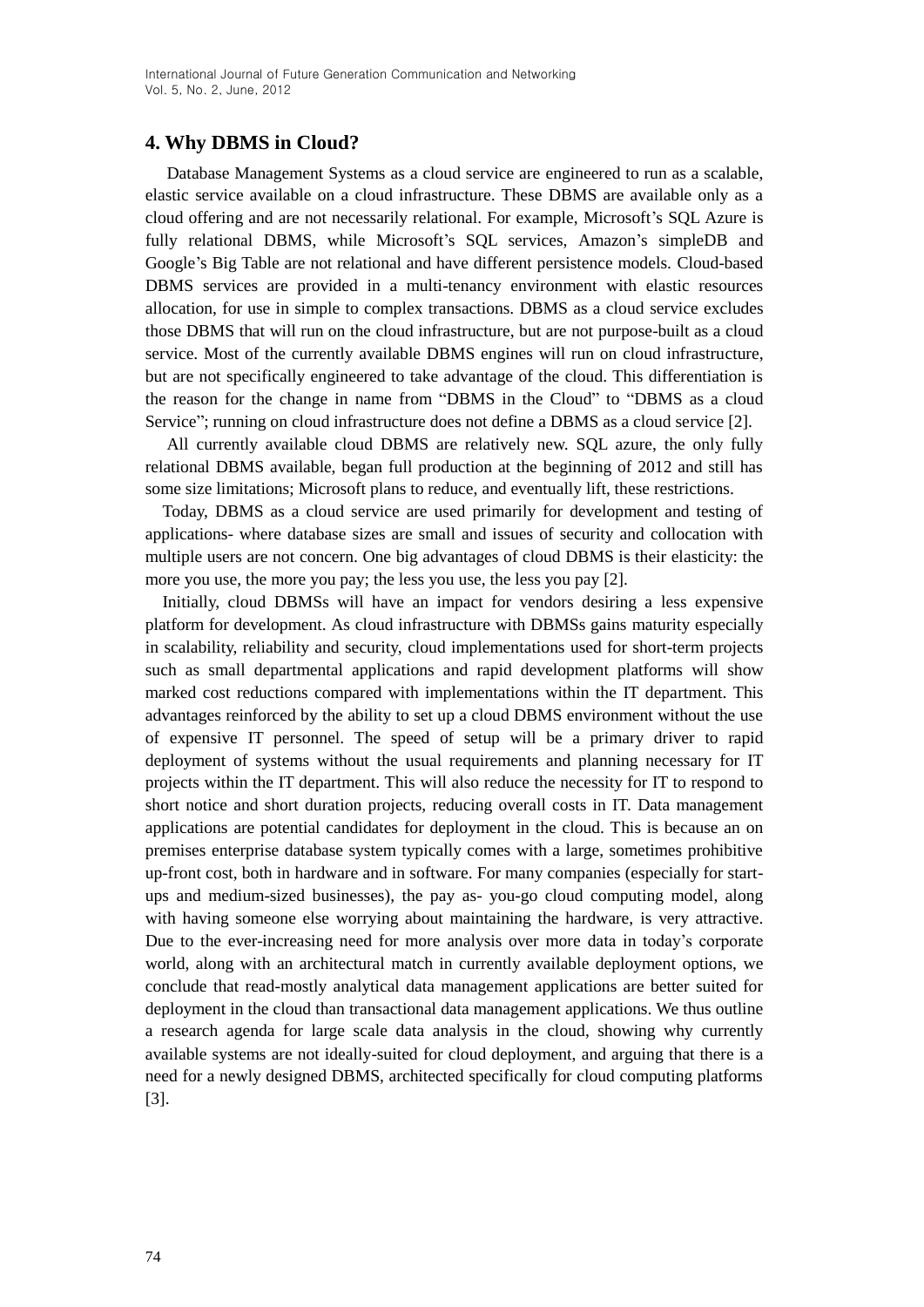## 4. Why DBMS in Cloud?

Database Management Systems as a cloud service are engineered to run as a scalable, elastic service available on a cloud infrastructure. These DBMS are available only as a cloud offering and are not necessarily relational. For example, Microsoft's SQL Azure is fully relational DBMS, while Microsoft's SQL services, Amazon's simpleDB and Google's Big Table are not relational and have different persistence models. Cloud-based DBMS services are provided in a multi-tenancy environment with elastic resources allocation, for use in simple to complex transactions. DBMS as a cloud service excludes those DBMS that will run on the cloud infrastructure, but are not purpose-built as a cloud service. Most of the currently available DBMS engines will run on cloud infrastructure, but are not specifically engineered to take advantage of the cloud. This differentiation is the reason for the change in name from "DBMS in the Cloud" to "DBMS as a cloud Service"; running on cloud infrastructure does not define a DBMS as a cloud service [2].

All currently available cloud DBMS are relatively new. SQL azure, the only fully relational DBMS available, began full production at the beginning of 2012 and still has some size limitations; Microsoft plans to reduce, and eventually lift, these restrictions.

Today, DBMS as a cloud service are used primarily for development and testing of applications- where database sizes are small and issues of security and collocation with multiple users are not concern. One big advantages of cloud DBMS is their elasticity: the more you use, the more you pay; the less you use, the less you pay [2].

Initially, cloud DBMSs will have an impact for vendors desiring a less expensive platform for development. As cloud infrastructure with DBMSs gains maturity especially in scalability, reliability and security, cloud implementations used for short-term projects such as small departmental applications and rapid development platforms will show marked cost reductions compared with implementations within the IT department. This advantages reinforced by the ability to set up a cloud DBMS environment without the use of expensive IT personnel. The speed of setup will be a primary driver to rapid deployment of systems without the usual requirements and planning necessary for IT projects within the IT department. This will also reduce the necessity for IT to respond to short notice and short duration projects, reducing overall costs in IT. Data management applications are potential candidates for deployment in the cloud. This is because an on premises enterprise database system typically comes with a large, sometimes prohibitive up-front cost, both in hardware and in software. For many companies (especially for start-ups and medium-sized businesses), the pay as- you-go cloud computing model, along with having someone else worrying about maintaining the hardware, is very attractive. Due to the ever-increasing need for more analysis over more data in today's corporate world, along with an architectural match in currently available deployment options, we conclude that read-mostly analytical data management applications are better suited for deployment in the cloud than transactional data management applications. We thus outline a research agenda for large scale data analysis in the cloud, showing why currently available systems are not ideally-suited for cloud deployment, and arguing that there is a need for a newly designed DBMS, architected specifically for cloud computing platforms [3].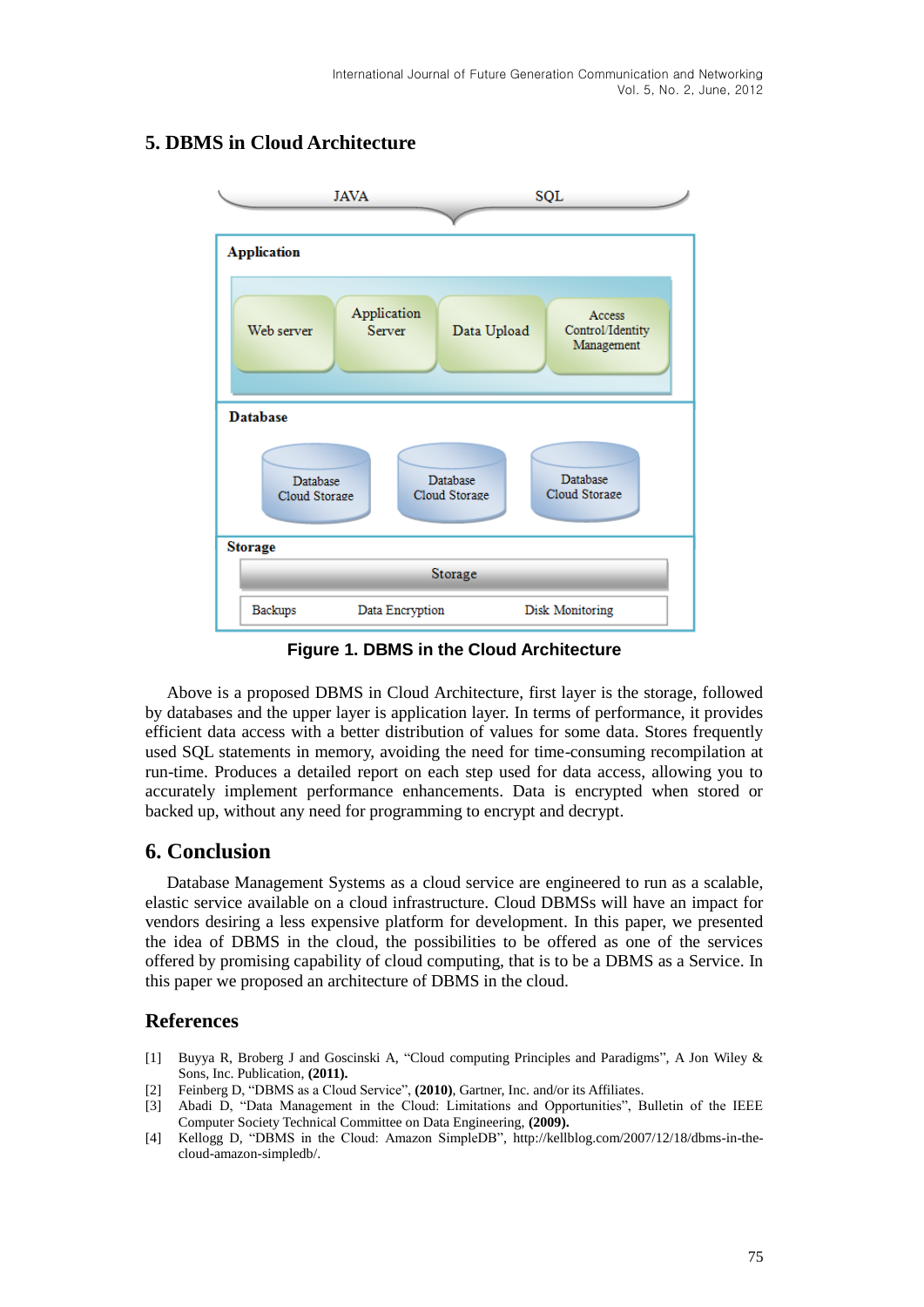## 5. DBMS in Cloud Architecture

Figure 1. DBMS in the Cloud Architecture

Above is a proposed DBMS in Cloud Architecture, first layer is the storage, followed by databases and the upper layer is application layer. In terms of performance, it provides efficient data access with a better distribution of values for some data. Stores frequently used SQL statements in memory, avoiding the need for time-consuming recompilation at run-time. Produces a detailed report on each step used for data access, allowing you to accurately implement performance enhancements. Data is encrypted when stored or backed up, without any need for programming to encrypt and decrypt.

## 6. Conclusion

Database Management Systems as a cloud service are engineered to run as a scalable, elastic service available on a cloud infrastructure. Cloud DBMSs will have an impact for vendors desiring a less expensive platform for development. In this paper, we presented the idea of DBMS in the cloud, the possibilities to be offered as one of the services offered by promising capability of cloud computing, that is to be a DBMS as a Service. In this paper we proposed an architecture of DBMS in the cloud.

## References

[1] Buyya R, Broberg J and Goscinski A, "Cloud computing Principles and Paradigms", A Jon Wiley & Sons, Inc. Publication, **(2011).**

[2] Feinberg D, "DBMS as a Cloud Service", **(2010)**, Gartner, Inc. and/or its Affiliates.

[3] Abadi D, "Data Management in the Cloud: Limitations and Opportunities", Bulletin of the IEEE Computer Society Technical Committee on Data Engineering, **(2009).**

[4] Kellogg D, "DBMS in the Cloud: Amazon SimpleDB", http://kellblog.com/2007/12/18/dbms-in-the-cloud-amazon-simpledb/.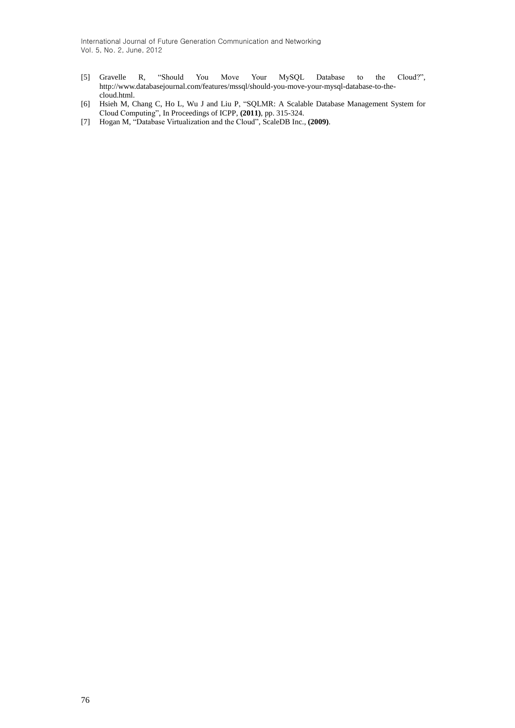[5] Gravelle R, "Should You Move Your MySQL Database to the Cloud?", http://www.databasejournal.com/features/mssql/should-you-move-your-mysql-database-to-the-cloud.html.

[6] Hsieh M, Chang C, Ho L, Wu J and Liu P, "SQLMR: A Scalable Database Management System for Cloud Computing", In Proceedings of ICPP, **(2011)**, pp. 315-324.

[7] Hogan M, "Database Virtualization and the Cloud", ScaleDB Inc., **(2009)**.